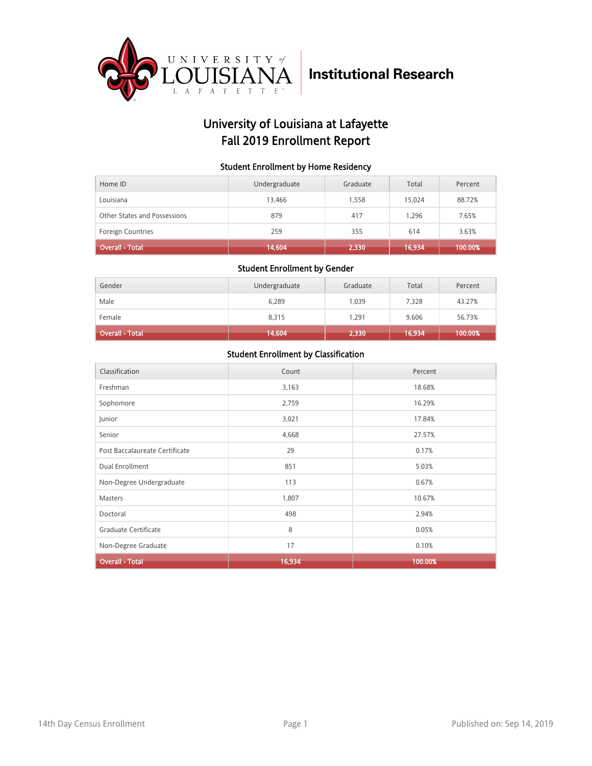# University of Louisiana at Lafayette
# Fall 2019 Enrollment Report

### Student Enrollment by Home Residency

| Home ID | Undergraduate | Graduate | Total | Percent |
|---|---|---|---|---|
| Louisiana | 13,466 | 1,558 | 15,024 | 88.72% |
| Other States and Possessions | 879 | 417 | 1,296 | 7.65% |
| Foreign Countries | 259 | 355 | 614 | 3.63% |
| Overall - Total | 14,604 | 2,330 | 16,934 | 100.00% |

### Student Enrollment by Gender

| Gender | Undergraduate | Graduate | Total | Percent |
|---|---|---|---|---|
| Male | 6,289 | 1,039 | 7,328 | 43.27% |
| Female | 8,315 | 1,291 | 9,606 | 56.73% |
| Overall - Total | 14,604 | 2,330 | 16,934 | 100.00% |

### Student Enrollment by Classification

| Classification | Count | Percent |
|---|---|---|
| Freshman | 3,163 | 18.68% |
| Sophomore | 2,759 | 16.29% |
| Junior | 3,021 | 17.84% |
| Senior | 4,668 | 27.57% |
| Post Baccalaureate Certificate | 29 | 0.17% |
| Dual Enrollment | 851 | 5.03% |
| Non-Degree Undergraduate | 113 | 0.67% |
| Masters | 1,807 | 10.67% |
| Doctoral | 498 | 2.94% |
| Graduate Certificate | 8 | 0.05% |
| Non-Degree Graduate | 17 | 0.10% |
| Overall - Total | 16,934 | 100.00% |

14th Day Census Enrollment

Published on: Sep 14, 2019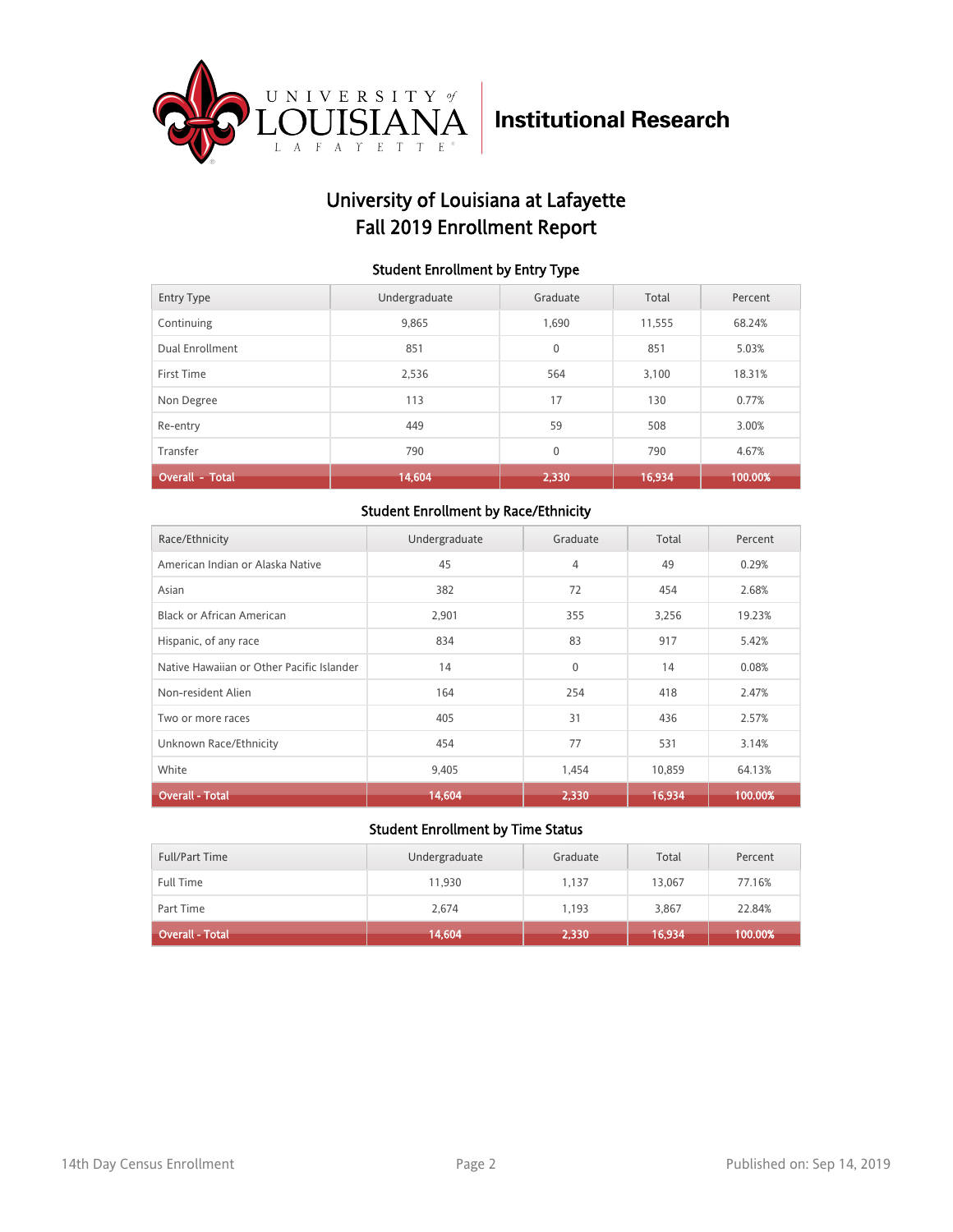University of Louisiana at Lafayette Institutional Research

# University of Louisiana at Lafayette
# Fall 2019 Enrollment Report

### Student Enrollment by Entry Type

| Entry Type | Undergraduate | Graduate | Total | Percent |
|---|---|---|---|---|
| Continuing | 9,865 | 1,690 | 11,555 | 68.24% |
| Dual Enrollment | 851 | 0 | 851 | 5.03% |
| First Time | 2,536 | 564 | 3,100 | 18.31% |
| Non Degree | 113 | 17 | 130 | 0.77% |
| Re-entry | 449 | 59 | 508 | 3.00% |
| Transfer | 790 | 0 | 790 | 4.67% |
| **Overall - Total** | **14,604** | **2,330** | **16,934** | **100.00%** |

### Student Enrollment by Race/Ethnicity

| Race/Ethnicity | Undergraduate | Graduate | Total | Percent |
|---|---|---|---|---|
| American Indian or Alaska Native | 45 | 4 | 49 | 0.29% |
| Asian | 382 | 72 | 454 | 2.68% |
| Black or African American | 2,901 | 355 | 3,256 | 19.23% |
| Hispanic, of any race | 834 | 83 | 917 | 5.42% |
| Native Hawaiian or Other Pacific Islander | 14 | 0 | 14 | 0.08% |
| Non-resident Alien | 164 | 254 | 418 | 2.47% |
| Two or more races | 405 | 31 | 436 | 2.57% |
| Unknown Race/Ethnicity | 454 | 77 | 531 | 3.14% |
| White | 9,405 | 1,454 | 10,859 | 64.13% |
| **Overall - Total** | **14,604** | **2,330** | **16,934** | **100.00%** |

### Student Enrollment by Time Status

| Full/Part Time | Undergraduate | Graduate | Total | Percent |
|---|---|---|---|---|
| Full Time | 11,930 | 1,137 | 13,067 | 77.16% |
| Part Time | 2,674 | 1,193 | 3,867 | 22.84% |
| **Overall - Total** | **14,604** | **2,330** | **16,934** | **100.00%** |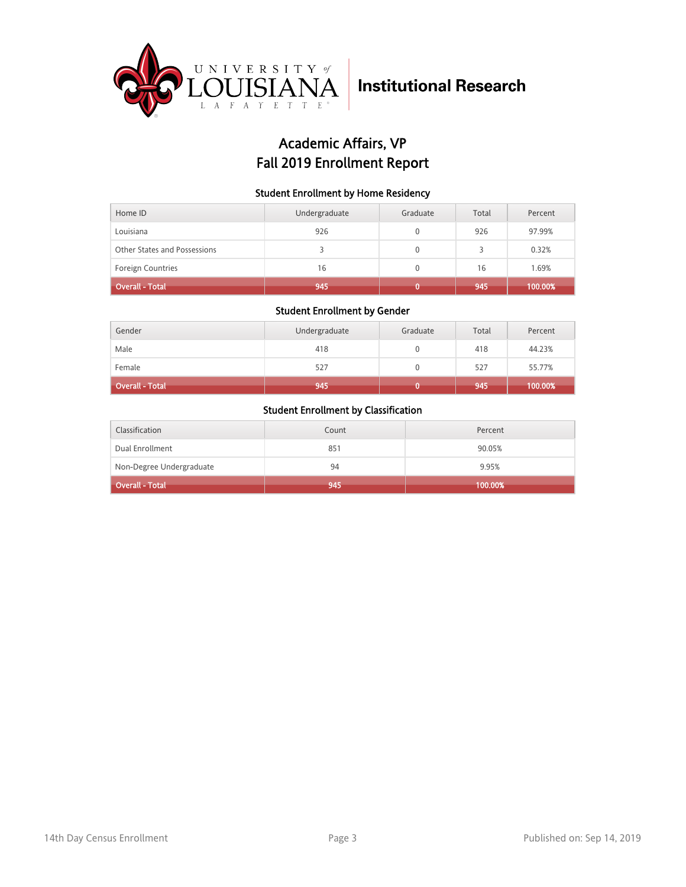University of Louisiana Lafayette | Institutional Research

# Academic Affairs, VP
# Fall 2019 Enrollment Report

### Student Enrollment by Home Residency

| Home ID | Undergraduate | Graduate | Total | Percent |
|---|---|---|---|---|
| Louisiana | 926 | 0 | 926 | 97.99% |
| Other States and Possessions | 3 | 0 | 3 | 0.32% |
| Foreign Countries | 16 | 0 | 16 | 1.69% |
| **Overall - Total** | **945** | **0** | **945** | **100.00%** |

### Student Enrollment by Gender

| Gender | Undergraduate | Graduate | Total | Percent |
|---|---|---|---|---|
| Male | 418 | 0 | 418 | 44.23% |
| Female | 527 | 0 | 527 | 55.77% |
| **Overall - Total** | **945** | **0** | **945** | **100.00%** |

### Student Enrollment by Classification

| Classification | Count | Percent |
|---|---|---|
| Dual Enrollment | 851 | 90.05% |
| Non-Degree Undergraduate | 94 | 9.95% |
| **Overall - Total** | **945** | **100.00%** |

14th Day Census Enrollment | Published on: Sep 14, 2019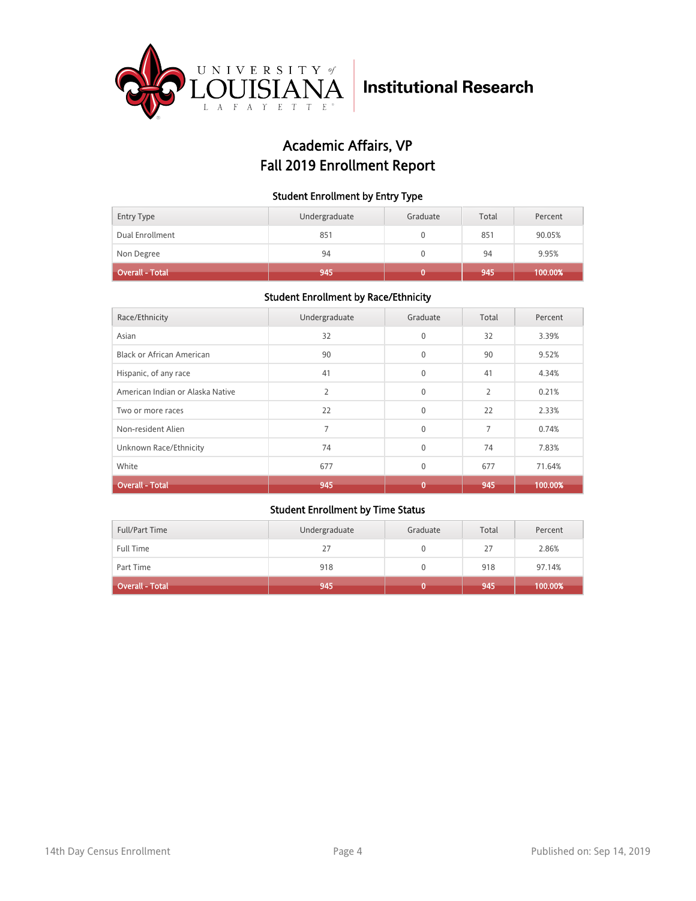University of Louisiana Lafayette — Institutional Research

# Academic Affairs, VP
# Fall 2019 Enrollment Report

### Student Enrollment by Entry Type

| Entry Type | Undergraduate | Graduate | Total | Percent |
|---|---|---|---|---|
| Dual Enrollment | 851 | 0 | 851 | 90.05% |
| Non Degree | 94 | 0 | 94 | 9.95% |
| **Overall - Total** | **945** | **0** | **945** | **100.00%** |

### Student Enrollment by Race/Ethnicity

| Race/Ethnicity | Undergraduate | Graduate | Total | Percent |
|---|---|---|---|---|
| Asian | 32 | 0 | 32 | 3.39% |
| Black or African American | 90 | 0 | 90 | 9.52% |
| Hispanic, of any race | 41 | 0 | 41 | 4.34% |
| American Indian or Alaska Native | 2 | 0 | 2 | 0.21% |
| Two or more races | 22 | 0 | 22 | 2.33% |
| Non-resident Alien | 7 | 0 | 7 | 0.74% |
| Unknown Race/Ethnicity | 74 | 0 | 74 | 7.83% |
| White | 677 | 0 | 677 | 71.64% |
| **Overall - Total** | **945** | **0** | **945** | **100.00%** |

### Student Enrollment by Time Status

| Full/Part Time | Undergraduate | Graduate | Total | Percent |
|---|---|---|---|---|
| Full Time | 27 | 0 | 27 | 2.86% |
| Part Time | 918 | 0 | 918 | 97.14% |
| **Overall - Total** | **945** | **0** | **945** | **100.00%** |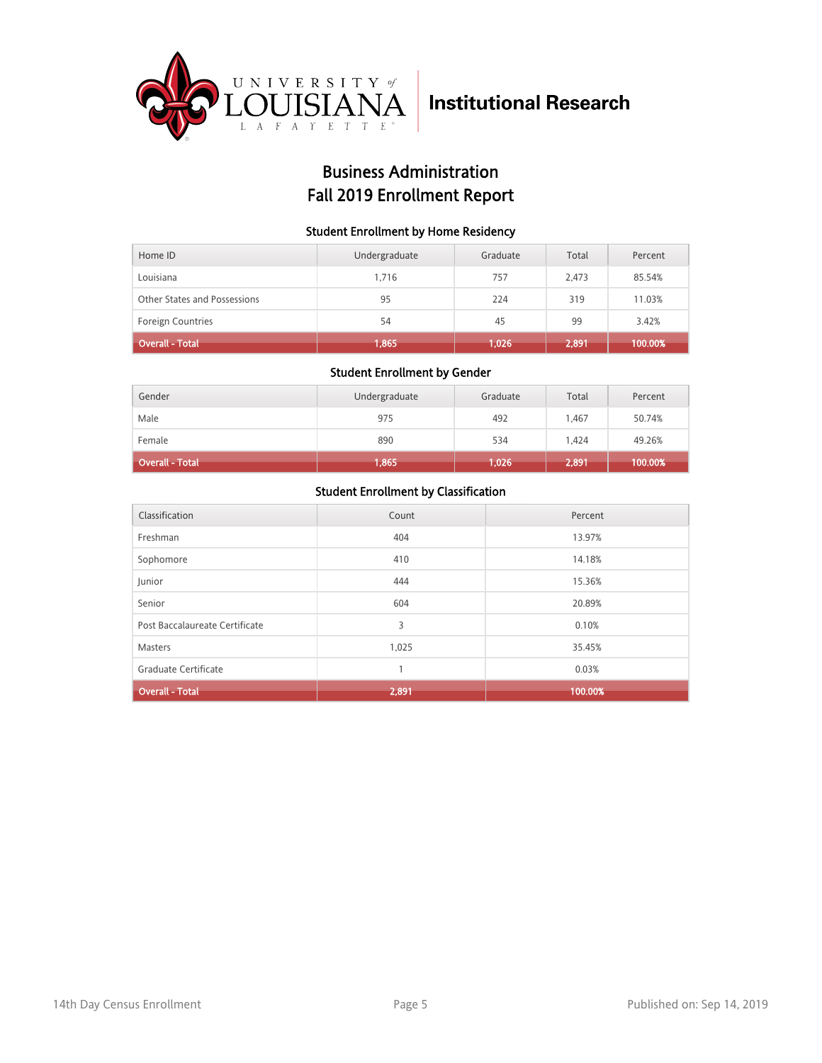University of Louisiana Lafayette | Institutional Research

# Business Administration
# Fall 2019 Enrollment Report

### Student Enrollment by Home Residency

| Home ID | Undergraduate | Graduate | Total | Percent |
|---|---|---|---|---|
| Louisiana | 1,716 | 757 | 2,473 | 85.54% |
| Other States and Possessions | 95 | 224 | 319 | 11.03% |
| Foreign Countries | 54 | 45 | 99 | 3.42% |
| **Overall - Total** | **1,865** | **1,026** | **2,891** | **100.00%** |

### Student Enrollment by Gender

| Gender | Undergraduate | Graduate | Total | Percent |
|---|---|---|---|---|
| Male | 975 | 492 | 1,467 | 50.74% |
| Female | 890 | 534 | 1,424 | 49.26% |
| **Overall - Total** | **1,865** | **1,026** | **2,891** | **100.00%** |

### Student Enrollment by Classification

| Classification | Count | Percent |
|---|---|---|
| Freshman | 404 | 13.97% |
| Sophomore | 410 | 14.18% |
| Junior | 444 | 15.36% |
| Senior | 604 | 20.89% |
| Post Baccalaureate Certificate | 3 | 0.10% |
| Masters | 1,025 | 35.45% |
| Graduate Certificate | 1 | 0.03% |
| **Overall - Total** | **2,891** | **100.00%** |

14th Day Census Enrollment

Published on: Sep 14, 2019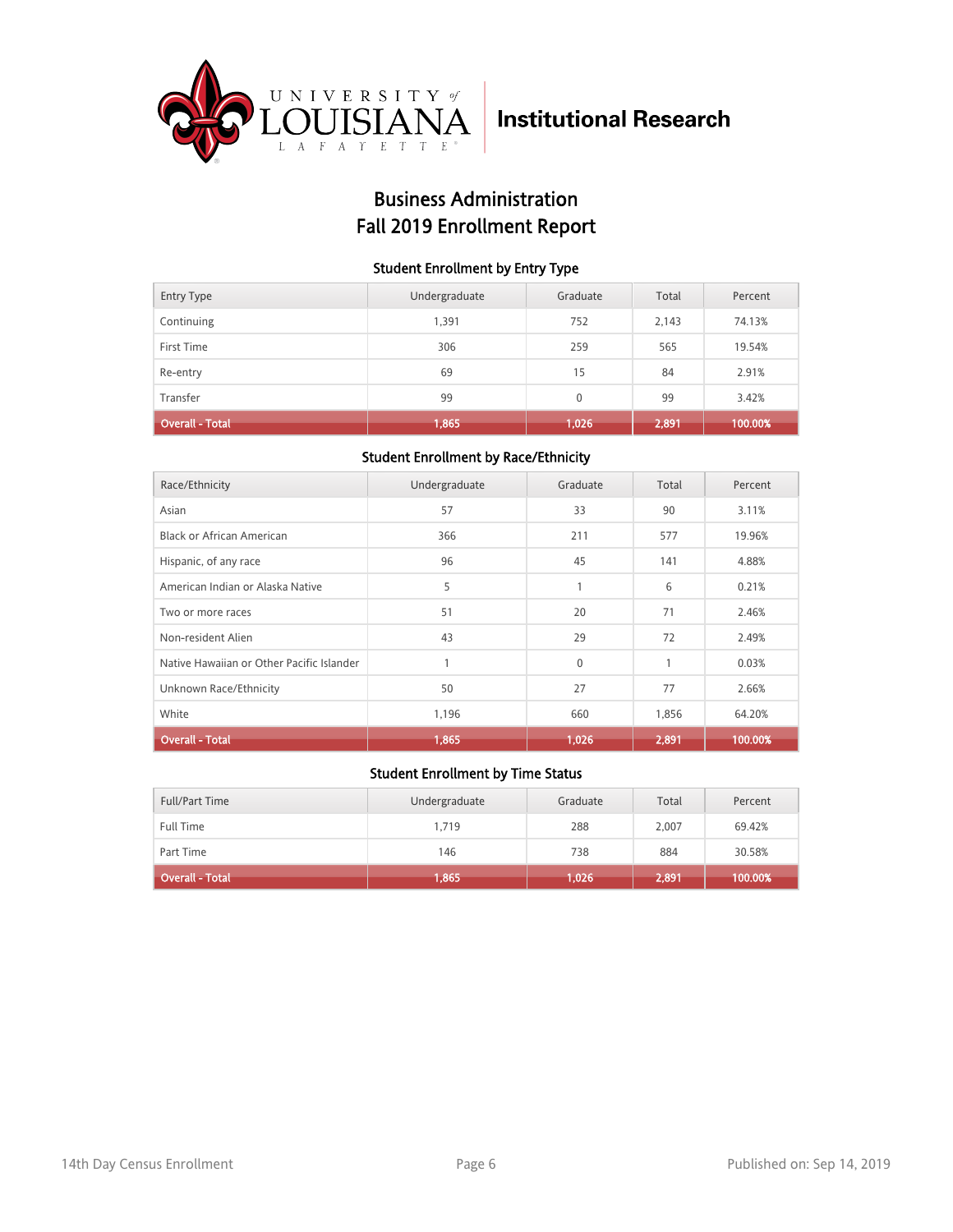University of Louisiana Lafayette — Institutional Research

# Business Administration
# Fall 2019 Enrollment Report

### Student Enrollment by Entry Type

| Entry Type | Undergraduate | Graduate | Total | Percent |
|---|---|---|---|---|
| Continuing | 1,391 | 752 | 2,143 | 74.13% |
| First Time | 306 | 259 | 565 | 19.54% |
| Re-entry | 69 | 15 | 84 | 2.91% |
| Transfer | 99 | 0 | 99 | 3.42% |
| **Overall - Total** | **1,865** | **1,026** | **2,891** | **100.00%** |

### Student Enrollment by Race/Ethnicity

| Race/Ethnicity | Undergraduate | Graduate | Total | Percent |
|---|---|---|---|---|
| Asian | 57 | 33 | 90 | 3.11% |
| Black or African American | 366 | 211 | 577 | 19.96% |
| Hispanic, of any race | 96 | 45 | 141 | 4.88% |
| American Indian or Alaska Native | 5 | 1 | 6 | 0.21% |
| Two or more races | 51 | 20 | 71 | 2.46% |
| Non-resident Alien | 43 | 29 | 72 | 2.49% |
| Native Hawaiian or Other Pacific Islander | 1 | 0 | 1 | 0.03% |
| Unknown Race/Ethnicity | 50 | 27 | 77 | 2.66% |
| White | 1,196 | 660 | 1,856 | 64.20% |
| **Overall - Total** | **1,865** | **1,026** | **2,891** | **100.00%** |

### Student Enrollment by Time Status

| Full/Part Time | Undergraduate | Graduate | Total | Percent |
|---|---|---|---|---|
| Full Time | 1,719 | 288 | 2,007 | 69.42% |
| Part Time | 146 | 738 | 884 | 30.58% |
| **Overall - Total** | **1,865** | **1,026** | **2,891** | **100.00%** |

14th Day Census Enrollment

Published on: Sep 14, 2019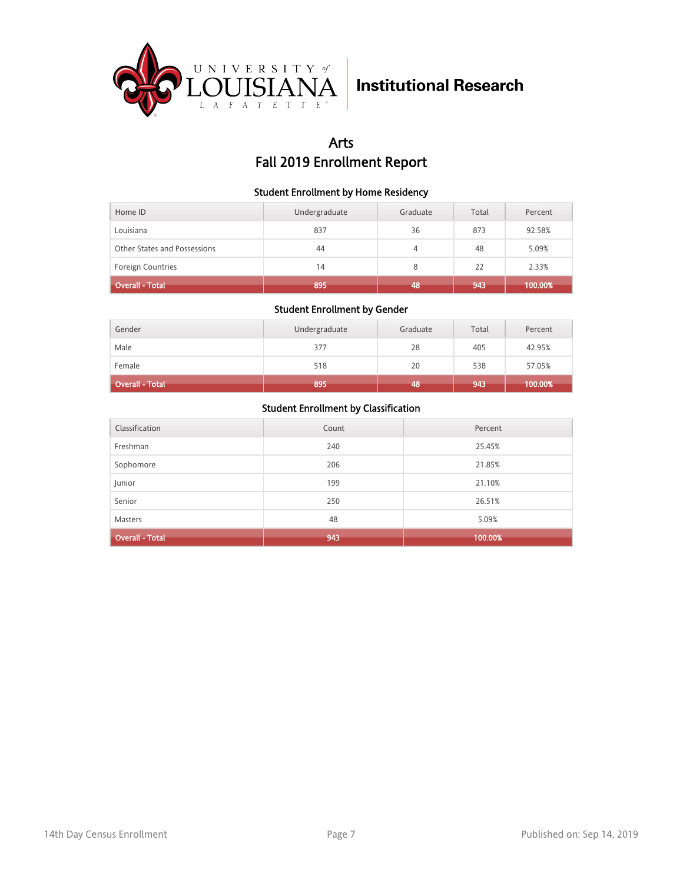University of Louisiana Lafayette — Institutional Research

# Arts
# Fall 2019 Enrollment Report

### Student Enrollment by Home Residency

| Home ID | Undergraduate | Graduate | Total | Percent |
|---|---|---|---|---|
| Louisiana | 837 | 36 | 873 | 92.58% |
| Other States and Possessions | 44 | 4 | 48 | 5.09% |
| Foreign Countries | 14 | 8 | 22 | 2.33% |
| **Overall - Total** | **895** | **48** | **943** | **100.00%** |

### Student Enrollment by Gender

| Gender | Undergraduate | Graduate | Total | Percent |
|---|---|---|---|---|
| Male | 377 | 28 | 405 | 42.95% |
| Female | 518 | 20 | 538 | 57.05% |
| **Overall - Total** | **895** | **48** | **943** | **100.00%** |

### Student Enrollment by Classification

| Classification | Count | Percent |
|---|---|---|
| Freshman | 240 | 25.45% |
| Sophomore | 206 | 21.85% |
| Junior | 199 | 21.10% |
| Senior | 250 | 26.51% |
| Masters | 48 | 5.09% |
| **Overall - Total** | **943** | **100.00%** |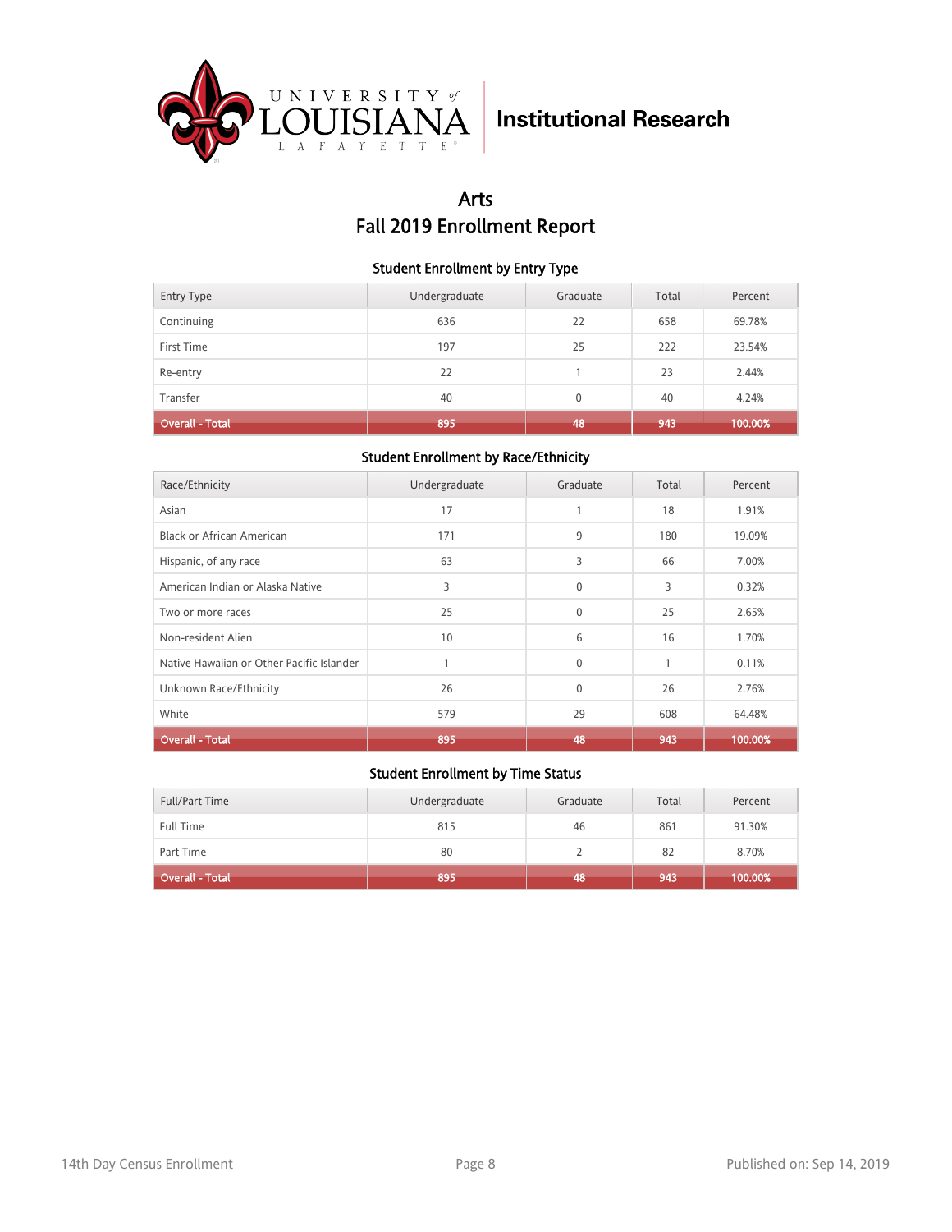University of Louisiana Lafayette — Institutional Research

# Arts
# Fall 2019 Enrollment Report

### Student Enrollment by Entry Type

| Entry Type | Undergraduate | Graduate | Total | Percent |
|---|---|---|---|---|
| Continuing | 636 | 22 | 658 | 69.78% |
| First Time | 197 | 25 | 222 | 23.54% |
| Re-entry | 22 | 1 | 23 | 2.44% |
| Transfer | 40 | 0 | 40 | 4.24% |
| **Overall - Total** | **895** | **48** | **943** | **100.00%** |

### Student Enrollment by Race/Ethnicity

| Race/Ethnicity | Undergraduate | Graduate | Total | Percent |
|---|---|---|---|---|
| Asian | 17 | 1 | 18 | 1.91% |
| Black or African American | 171 | 9 | 180 | 19.09% |
| Hispanic, of any race | 63 | 3 | 66 | 7.00% |
| American Indian or Alaska Native | 3 | 0 | 3 | 0.32% |
| Two or more races | 25 | 0 | 25 | 2.65% |
| Non-resident Alien | 10 | 6 | 16 | 1.70% |
| Native Hawaiian or Other Pacific Islander | 1 | 0 | 1 | 0.11% |
| Unknown Race/Ethnicity | 26 | 0 | 26 | 2.76% |
| White | 579 | 29 | 608 | 64.48% |
| **Overall - Total** | **895** | **48** | **943** | **100.00%** |

### Student Enrollment by Time Status

| Full/Part Time | Undergraduate | Graduate | Total | Percent |
|---|---|---|---|---|
| Full Time | 815 | 46 | 861 | 91.30% |
| Part Time | 80 | 2 | 82 | 8.70% |
| **Overall - Total** | **895** | **48** | **943** | **100.00%** |

14th Day Census Enrollment — Published on: Sep 14, 2019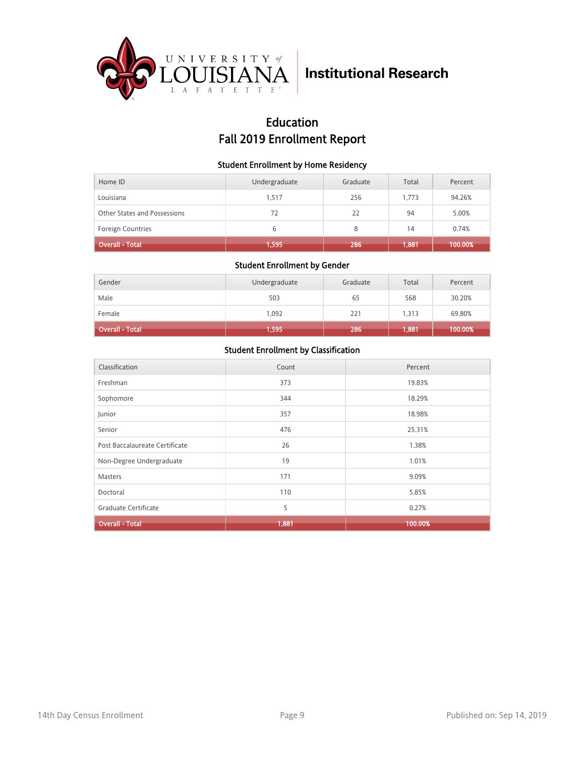University of Louisiana Lafayette — Institutional Research

# Education
# Fall 2019 Enrollment Report

### Student Enrollment by Home Residency

| Home ID | Undergraduate | Graduate | Total | Percent |
|---|---|---|---|---|
| Louisiana | 1,517 | 256 | 1,773 | 94.26% |
| Other States and Possessions | 72 | 22 | 94 | 5.00% |
| Foreign Countries | 6 | 8 | 14 | 0.74% |
| **Overall - Total** | **1,595** | **286** | **1,881** | **100.00%** |

### Student Enrollment by Gender

| Gender | Undergraduate | Graduate | Total | Percent |
|---|---|---|---|---|
| Male | 503 | 65 | 568 | 30.20% |
| Female | 1,092 | 221 | 1,313 | 69.80% |
| **Overall - Total** | **1,595** | **286** | **1,881** | **100.00%** |

### Student Enrollment by Classification

| Classification | Count | Percent |
|---|---|---|
| Freshman | 373 | 19.83% |
| Sophomore | 344 | 18.29% |
| Junior | 357 | 18.98% |
| Senior | 476 | 25.31% |
| Post Baccalaureate Certificate | 26 | 1.38% |
| Non-Degree Undergraduate | 19 | 1.01% |
| Masters | 171 | 9.09% |
| Doctoral | 110 | 5.85% |
| Graduate Certificate | 5 | 0.27% |
| **Overall - Total** | **1,881** | **100.00%** |

14th Day Census Enrollment — Published on: Sep 14, 2019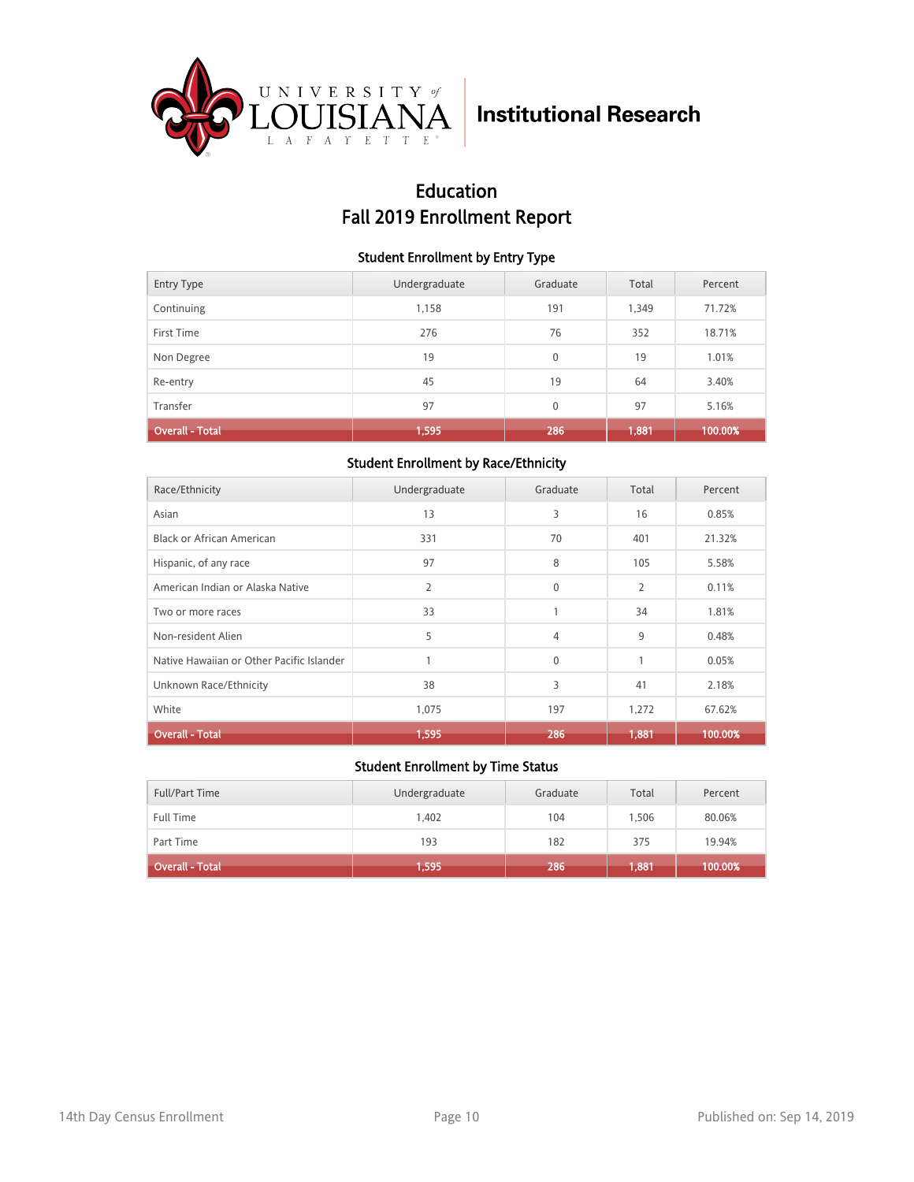University of Louisiana Lafayette | Institutional Research

# Education
# Fall 2019 Enrollment Report

### Student Enrollment by Entry Type

| Entry Type | Undergraduate | Graduate | Total | Percent |
|---|---|---|---|---|
| Continuing | 1,158 | 191 | 1,349 | 71.72% |
| First Time | 276 | 76 | 352 | 18.71% |
| Non Degree | 19 | 0 | 19 | 1.01% |
| Re-entry | 45 | 19 | 64 | 3.40% |
| Transfer | 97 | 0 | 97 | 5.16% |
| **Overall - Total** | **1,595** | **286** | **1,881** | **100.00%** |

### Student Enrollment by Race/Ethnicity

| Race/Ethnicity | Undergraduate | Graduate | Total | Percent |
|---|---|---|---|---|
| Asian | 13 | 3 | 16 | 0.85% |
| Black or African American | 331 | 70 | 401 | 21.32% |
| Hispanic, of any race | 97 | 8 | 105 | 5.58% |
| American Indian or Alaska Native | 2 | 0 | 2 | 0.11% |
| Two or more races | 33 | 1 | 34 | 1.81% |
| Non-resident Alien | 5 | 4 | 9 | 0.48% |
| Native Hawaiian or Other Pacific Islander | 1 | 0 | 1 | 0.05% |
| Unknown Race/Ethnicity | 38 | 3 | 41 | 2.18% |
| White | 1,075 | 197 | 1,272 | 67.62% |
| **Overall - Total** | **1,595** | **286** | **1,881** | **100.00%** |

### Student Enrollment by Time Status

| Full/Part Time | Undergraduate | Graduate | Total | Percent |
|---|---|---|---|---|
| Full Time | 1,402 | 104 | 1,506 | 80.06% |
| Part Time | 193 | 182 | 375 | 19.94% |
| **Overall - Total** | **1,595** | **286** | **1,881** | **100.00%** |

14th Day Census Enrollment | Published on: Sep 14, 2019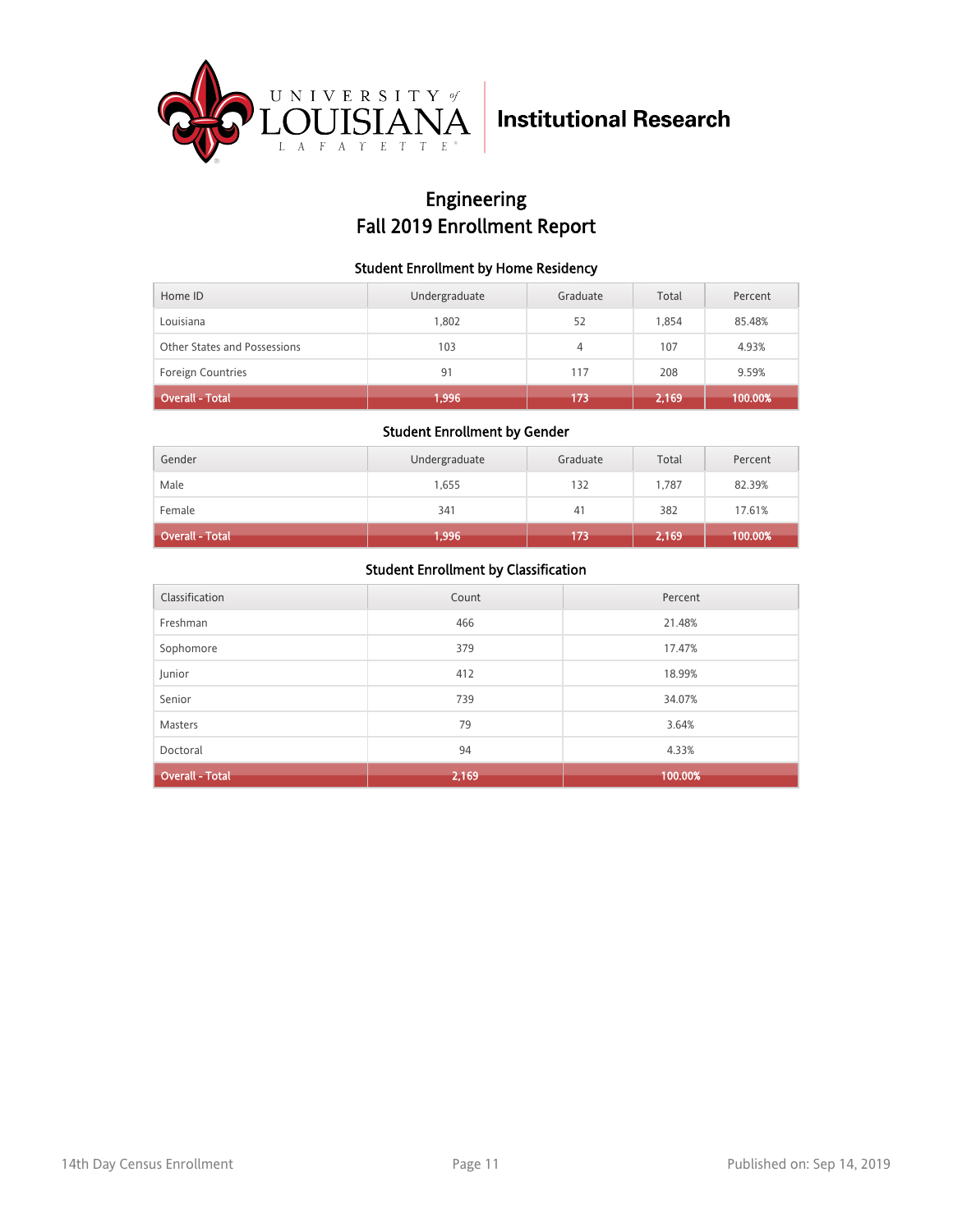University of Louisiana at Lafayette — Institutional Research

# Engineering
# Fall 2019 Enrollment Report

### Student Enrollment by Home Residency

| Home ID | Undergraduate | Graduate | Total | Percent |
|---|---|---|---|---|
| Louisiana | 1,802 | 52 | 1,854 | 85.48% |
| Other States and Possessions | 103 | 4 | 107 | 4.93% |
| Foreign Countries | 91 | 117 | 208 | 9.59% |
| **Overall - Total** | **1,996** | **173** | **2,169** | **100.00%** |

### Student Enrollment by Gender

| Gender | Undergraduate | Graduate | Total | Percent |
|---|---|---|---|---|
| Male | 1,655 | 132 | 1,787 | 82.39% |
| Female | 341 | 41 | 382 | 17.61% |
| **Overall - Total** | **1,996** | **173** | **2,169** | **100.00%** |

### Student Enrollment by Classification

| Classification | Count | Percent |
|---|---|---|
| Freshman | 466 | 21.48% |
| Sophomore | 379 | 17.47% |
| Junior | 412 | 18.99% |
| Senior | 739 | 34.07% |
| Masters | 79 | 3.64% |
| Doctoral | 94 | 4.33% |
| **Overall - Total** | **2,169** | **100.00%** |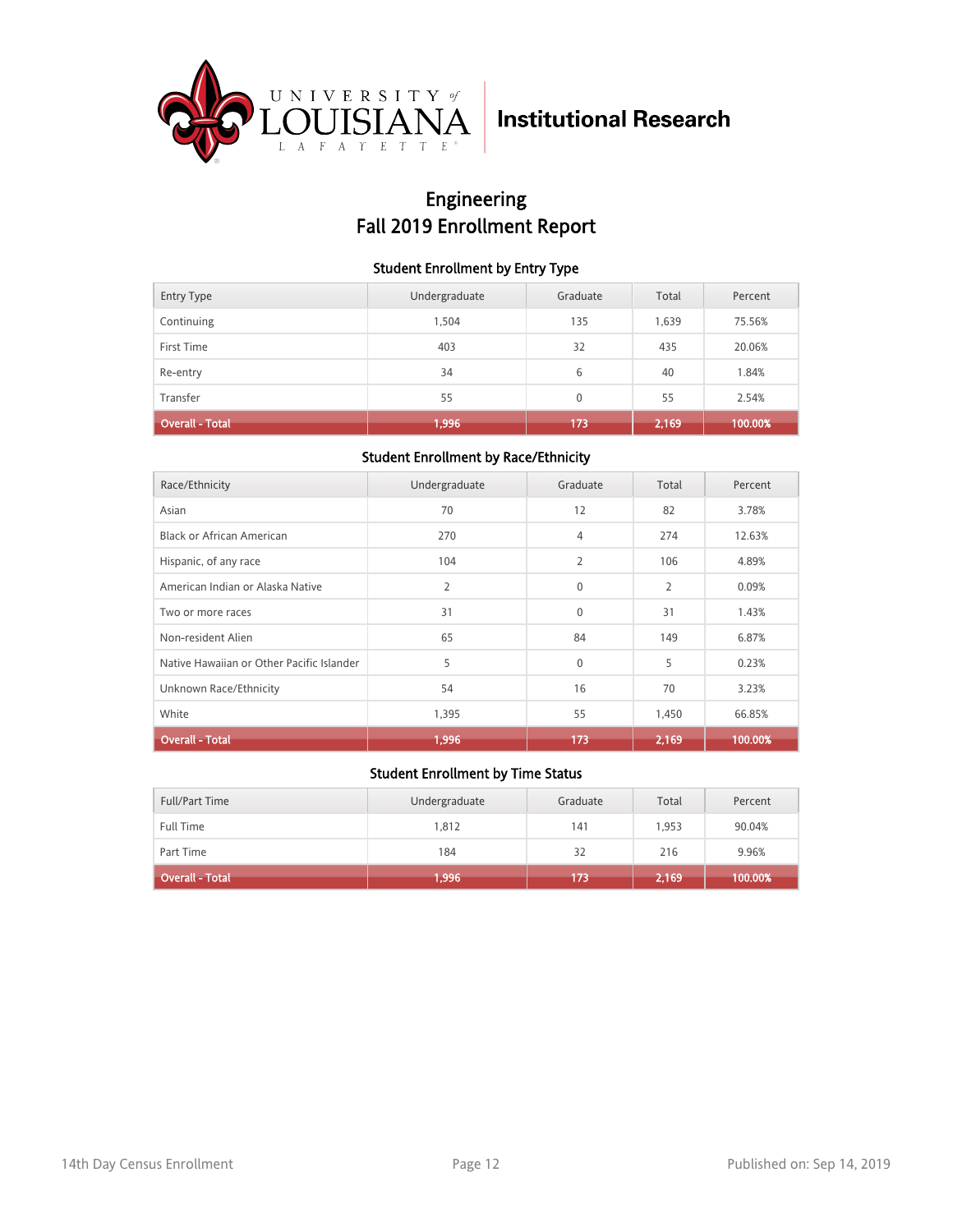University of Louisiana Lafayette — Institutional Research

# Engineering
# Fall 2019 Enrollment Report

### Student Enrollment by Entry Type

| Entry Type | Undergraduate | Graduate | Total | Percent |
|---|---|---|---|---|
| Continuing | 1,504 | 135 | 1,639 | 75.56% |
| First Time | 403 | 32 | 435 | 20.06% |
| Re-entry | 34 | 6 | 40 | 1.84% |
| Transfer | 55 | 0 | 55 | 2.54% |
| **Overall - Total** | **1,996** | **173** | **2,169** | **100.00%** |

### Student Enrollment by Race/Ethnicity

| Race/Ethnicity | Undergraduate | Graduate | Total | Percent |
|---|---|---|---|---|
| Asian | 70 | 12 | 82 | 3.78% |
| Black or African American | 270 | 4 | 274 | 12.63% |
| Hispanic, of any race | 104 | 2 | 106 | 4.89% |
| American Indian or Alaska Native | 2 | 0 | 2 | 0.09% |
| Two or more races | 31 | 0 | 31 | 1.43% |
| Non-resident Alien | 65 | 84 | 149 | 6.87% |
| Native Hawaiian or Other Pacific Islander | 5 | 0 | 5 | 0.23% |
| Unknown Race/Ethnicity | 54 | 16 | 70 | 3.23% |
| White | 1,395 | 55 | 1,450 | 66.85% |
| **Overall - Total** | **1,996** | **173** | **2,169** | **100.00%** |

### Student Enrollment by Time Status

| Full/Part Time | Undergraduate | Graduate | Total | Percent |
|---|---|---|---|---|
| Full Time | 1,812 | 141 | 1,953 | 90.04% |
| Part Time | 184 | 32 | 216 | 9.96% |
| **Overall - Total** | **1,996** | **173** | **2,169** | **100.00%** |

14th Day Census Enrollment — Published on: Sep 14, 2019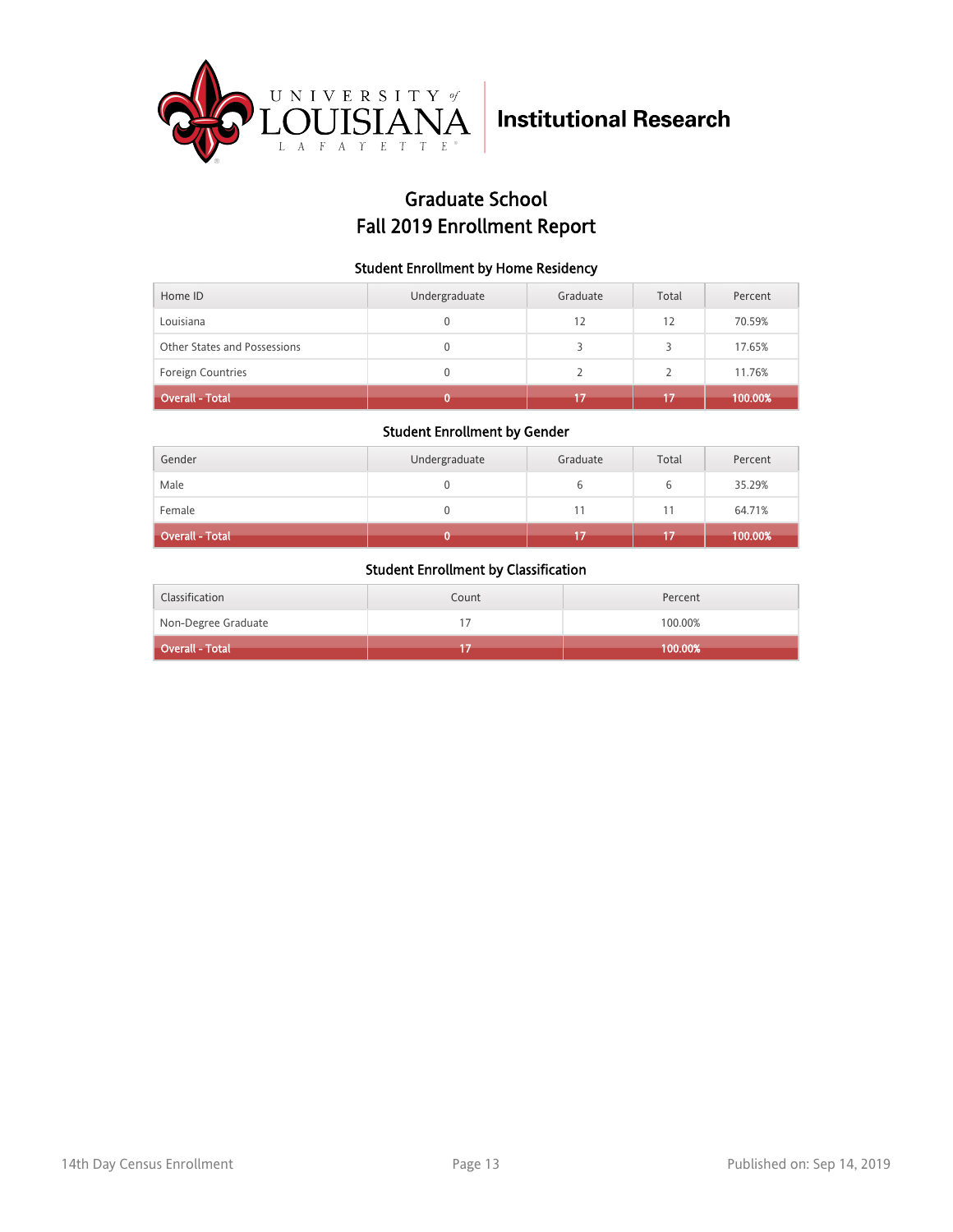University of Louisiana at Lafayette — Institutional Research

# Graduate School
# Fall 2019 Enrollment Report

### Student Enrollment by Home Residency

| Home ID | Undergraduate | Graduate | Total | Percent |
|---|---|---|---|---|
| Louisiana | 0 | 12 | 12 | 70.59% |
| Other States and Possessions | 0 | 3 | 3 | 17.65% |
| Foreign Countries | 0 | 2 | 2 | 11.76% |
| **Overall - Total** | **0** | **17** | **17** | **100.00%** |

### Student Enrollment by Gender

| Gender | Undergraduate | Graduate | Total | Percent |
|---|---|---|---|---|
| Male | 0 | 6 | 6 | 35.29% |
| Female | 0 | 11 | 11 | 64.71% |
| **Overall - Total** | **0** | **17** | **17** | **100.00%** |

### Student Enrollment by Classification

| Classification | Count | Percent |
|---|---|---|
| Non-Degree Graduate | 17 | 100.00% |
| **Overall - Total** | **17** | **100.00%** |

14th Day Census Enrollment — Published on: Sep 14, 2019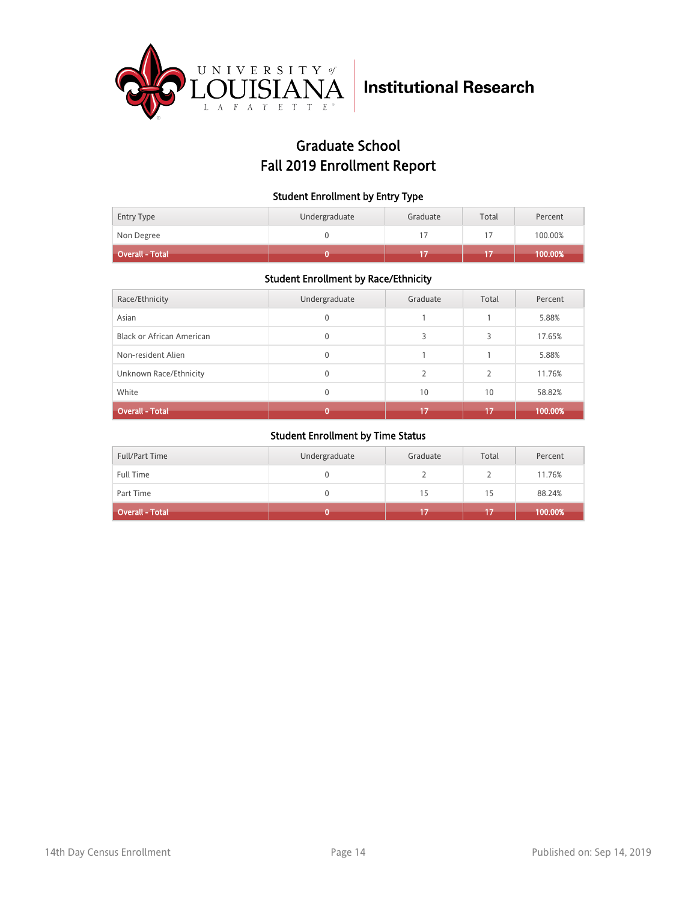University of Louisiana Lafayette — Institutional Research

# Graduate School
# Fall 2019 Enrollment Report

### Student Enrollment by Entry Type

| Entry Type | Undergraduate | Graduate | Total | Percent |
|---|---|---|---|---|
| Non Degree | 0 | 17 | 17 | 100.00% |
| **Overall - Total** | **0** | **17** | **17** | **100.00%** |

### Student Enrollment by Race/Ethnicity

| Race/Ethnicity | Undergraduate | Graduate | Total | Percent |
|---|---|---|---|---|
| Asian | 0 | 1 | 1 | 5.88% |
| Black or African American | 0 | 3 | 3 | 17.65% |
| Non-resident Alien | 0 | 1 | 1 | 5.88% |
| Unknown Race/Ethnicity | 0 | 2 | 2 | 11.76% |
| White | 0 | 10 | 10 | 58.82% |
| **Overall - Total** | **0** | **17** | **17** | **100.00%** |

### Student Enrollment by Time Status

| Full/Part Time | Undergraduate | Graduate | Total | Percent |
|---|---|---|---|---|
| Full Time | 0 | 2 | 2 | 11.76% |
| Part Time | 0 | 15 | 15 | 88.24% |
| **Overall - Total** | **0** | **17** | **17** | **100.00%** |

14th Day Census Enrollment — Published on: Sep 14, 2019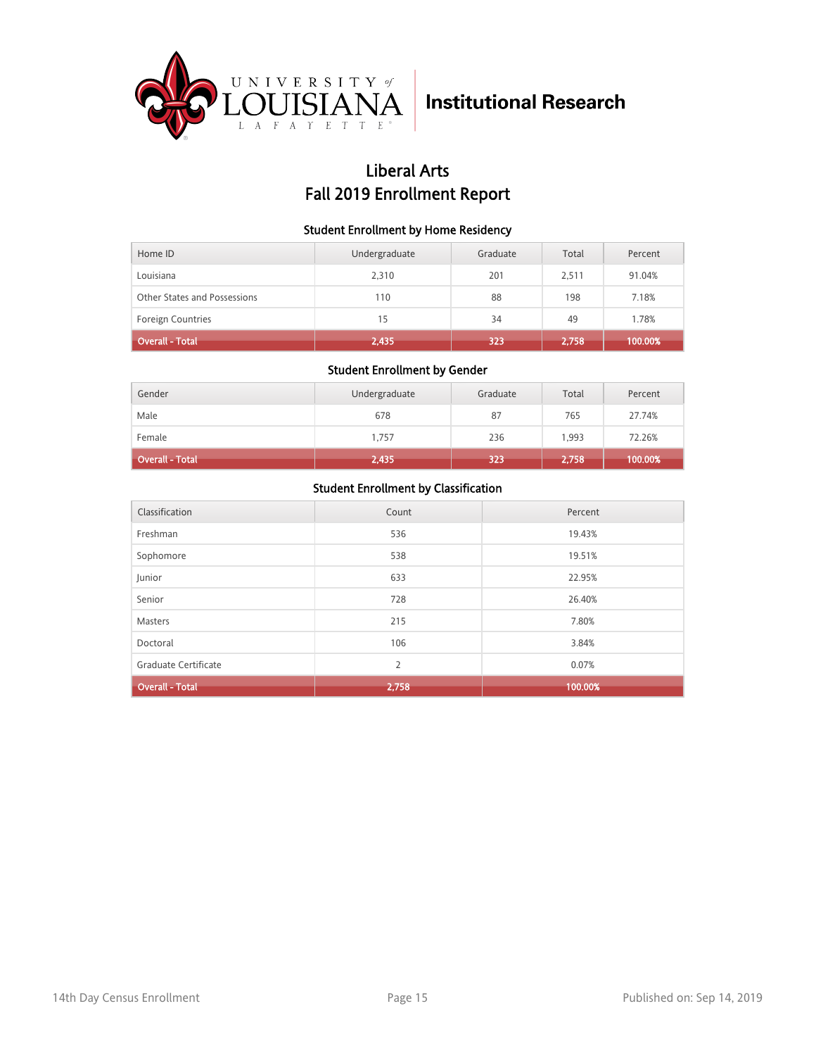University of Louisiana Lafayette | Institutional Research

# Liberal Arts
# Fall 2019 Enrollment Report

### Student Enrollment by Home Residency

| Home ID | Undergraduate | Graduate | Total | Percent |
|---|---|---|---|---|
| Louisiana | 2,310 | 201 | 2,511 | 91.04% |
| Other States and Possessions | 110 | 88 | 198 | 7.18% |
| Foreign Countries | 15 | 34 | 49 | 1.78% |
| **Overall - Total** | **2,435** | **323** | **2,758** | **100.00%** |

### Student Enrollment by Gender

| Gender | Undergraduate | Graduate | Total | Percent |
|---|---|---|---|---|
| Male | 678 | 87 | 765 | 27.74% |
| Female | 1,757 | 236 | 1,993 | 72.26% |
| **Overall - Total** | **2,435** | **323** | **2,758** | **100.00%** |

### Student Enrollment by Classification

| Classification | Count | Percent |
|---|---|---|
| Freshman | 536 | 19.43% |
| Sophomore | 538 | 19.51% |
| Junior | 633 | 22.95% |
| Senior | 728 | 26.40% |
| Masters | 215 | 7.80% |
| Doctoral | 106 | 3.84% |
| Graduate Certificate | 2 | 0.07% |
| **Overall - Total** | **2,758** | **100.00%** |

14th Day Census Enrollment | Published on: Sep 14, 2019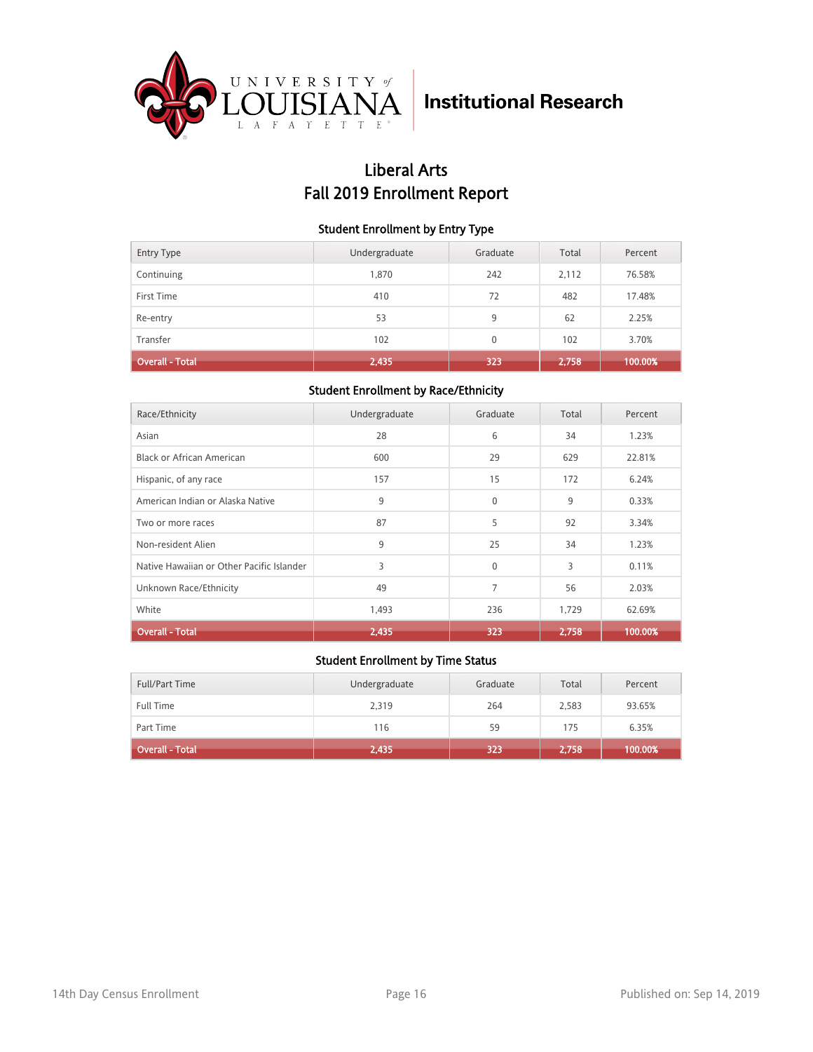University of Louisiana Lafayette — **Institutional Research**

# Liberal Arts
# Fall 2019 Enrollment Report

### Student Enrollment by Entry Type

| Entry Type | Undergraduate | Graduate | Total | Percent |
|---|---|---|---|---|
| Continuing | 1,870 | 242 | 2,112 | 76.58% |
| First Time | 410 | 72 | 482 | 17.48% |
| Re-entry | 53 | 9 | 62 | 2.25% |
| Transfer | 102 | 0 | 102 | 3.70% |
| **Overall - Total** | **2,435** | **323** | **2,758** | **100.00%** |

### Student Enrollment by Race/Ethnicity

| Race/Ethnicity | Undergraduate | Graduate | Total | Percent |
|---|---|---|---|---|
| Asian | 28 | 6 | 34 | 1.23% |
| Black or African American | 600 | 29 | 629 | 22.81% |
| Hispanic, of any race | 157 | 15 | 172 | 6.24% |
| American Indian or Alaska Native | 9 | 0 | 9 | 0.33% |
| Two or more races | 87 | 5 | 92 | 3.34% |
| Non-resident Alien | 9 | 25 | 34 | 1.23% |
| Native Hawaiian or Other Pacific Islander | 3 | 0 | 3 | 0.11% |
| Unknown Race/Ethnicity | 49 | 7 | 56 | 2.03% |
| White | 1,493 | 236 | 1,729 | 62.69% |
| **Overall - Total** | **2,435** | **323** | **2,758** | **100.00%** |

### Student Enrollment by Time Status

| Full/Part Time | Undergraduate | Graduate | Total | Percent |
|---|---|---|---|---|
| Full Time | 2,319 | 264 | 2,583 | 93.65% |
| Part Time | 116 | 59 | 175 | 6.35% |
| **Overall - Total** | **2,435** | **323** | **2,758** | **100.00%** |

14th Day Census Enrollment — Published on: Sep 14, 2019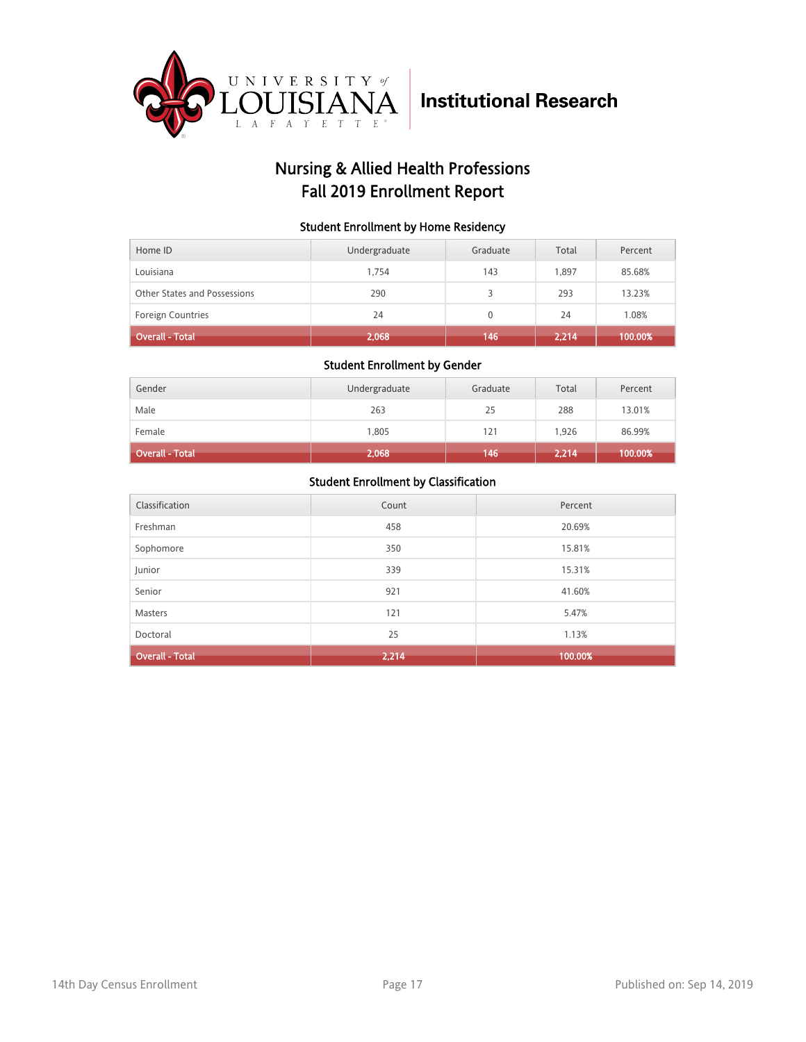University of Louisiana Lafayette — Institutional Research

# Nursing & Allied Health Professions
# Fall 2019 Enrollment Report

### Student Enrollment by Home Residency

| Home ID | Undergraduate | Graduate | Total | Percent |
|---|---|---|---|---|
| Louisiana | 1,754 | 143 | 1,897 | 85.68% |
| Other States and Possessions | 290 | 3 | 293 | 13.23% |
| Foreign Countries | 24 | 0 | 24 | 1.08% |
| **Overall - Total** | **2,068** | **146** | **2,214** | **100.00%** |

### Student Enrollment by Gender

| Gender | Undergraduate | Graduate | Total | Percent |
|---|---|---|---|---|
| Male | 263 | 25 | 288 | 13.01% |
| Female | 1,805 | 121 | 1,926 | 86.99% |
| **Overall - Total** | **2,068** | **146** | **2,214** | **100.00%** |

### Student Enrollment by Classification

| Classification | Count | Percent |
|---|---|---|
| Freshman | 458 | 20.69% |
| Sophomore | 350 | 15.81% |
| Junior | 339 | 15.31% |
| Senior | 921 | 41.60% |
| Masters | 121 | 5.47% |
| Doctoral | 25 | 1.13% |
| **Overall - Total** | **2,214** | **100.00%** |

14th Day Census Enrollment — Published on: Sep 14, 2019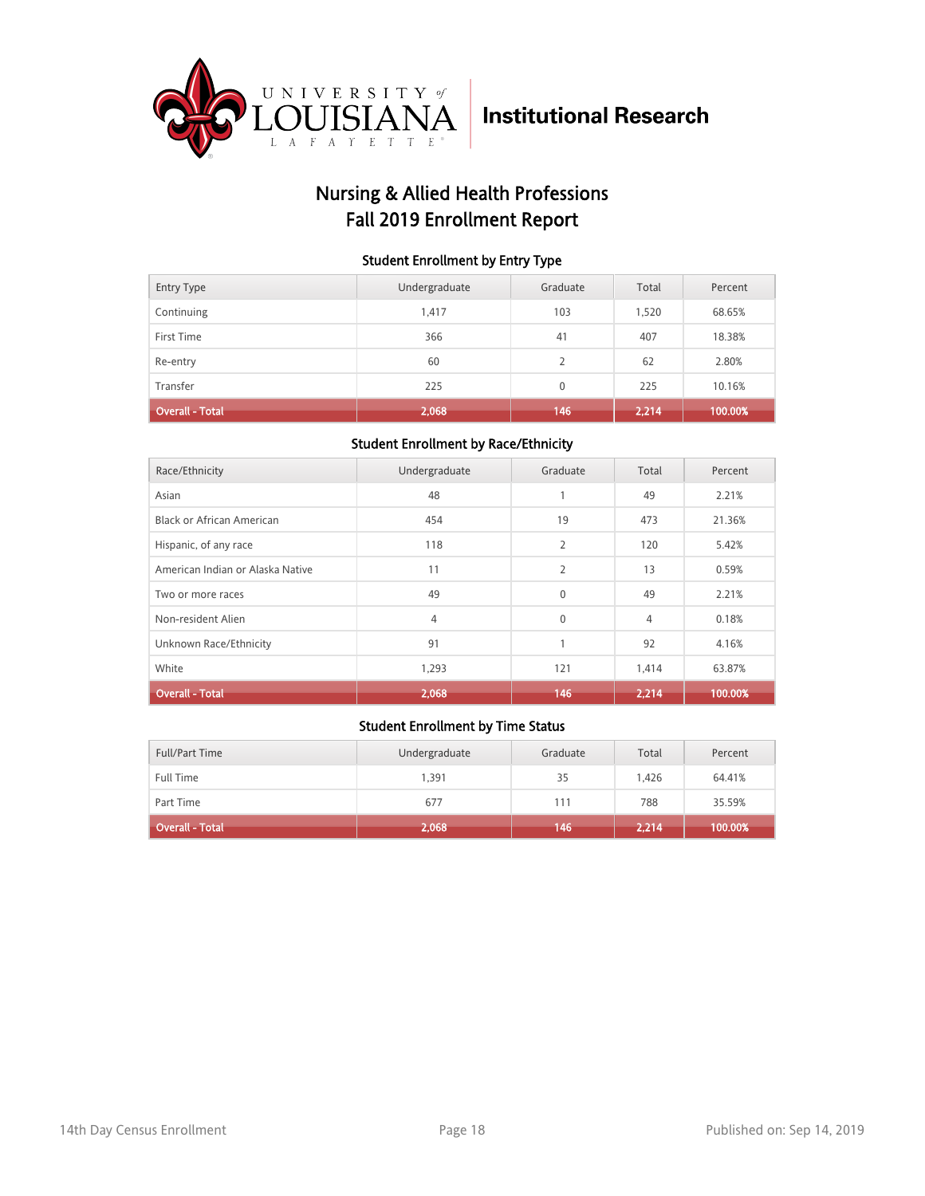# Nursing & Allied Health Professions Fall 2019 Enrollment Report

### Student Enrollment by Entry Type

| Entry Type | Undergraduate | Graduate | Total | Percent |
|---|---|---|---|---|
| Continuing | 1,417 | 103 | 1,520 | 68.65% |
| First Time | 366 | 41 | 407 | 18.38% |
| Re-entry | 60 | 2 | 62 | 2.80% |
| Transfer | 225 | 0 | 225 | 10.16% |
| **Overall - Total** | **2,068** | **146** | **2,214** | **100.00%** |

### Student Enrollment by Race/Ethnicity

| Race/Ethnicity | Undergraduate | Graduate | Total | Percent |
|---|---|---|---|---|
| Asian | 48 | 1 | 49 | 2.21% |
| Black or African American | 454 | 19 | 473 | 21.36% |
| Hispanic, of any race | 118 | 2 | 120 | 5.42% |
| American Indian or Alaska Native | 11 | 2 | 13 | 0.59% |
| Two or more races | 49 | 0 | 49 | 2.21% |
| Non-resident Alien | 4 | 0 | 4 | 0.18% |
| Unknown Race/Ethnicity | 91 | 1 | 92 | 4.16% |
| White | 1,293 | 121 | 1,414 | 63.87% |
| **Overall - Total** | **2,068** | **146** | **2,214** | **100.00%** |

### Student Enrollment by Time Status

| Full/Part Time | Undergraduate | Graduate | Total | Percent |
|---|---|---|---|---|
| Full Time | 1,391 | 35 | 1,426 | 64.41% |
| Part Time | 677 | 111 | 788 | 35.59% |
| **Overall - Total** | **2,068** | **146** | **2,214** | **100.00%** |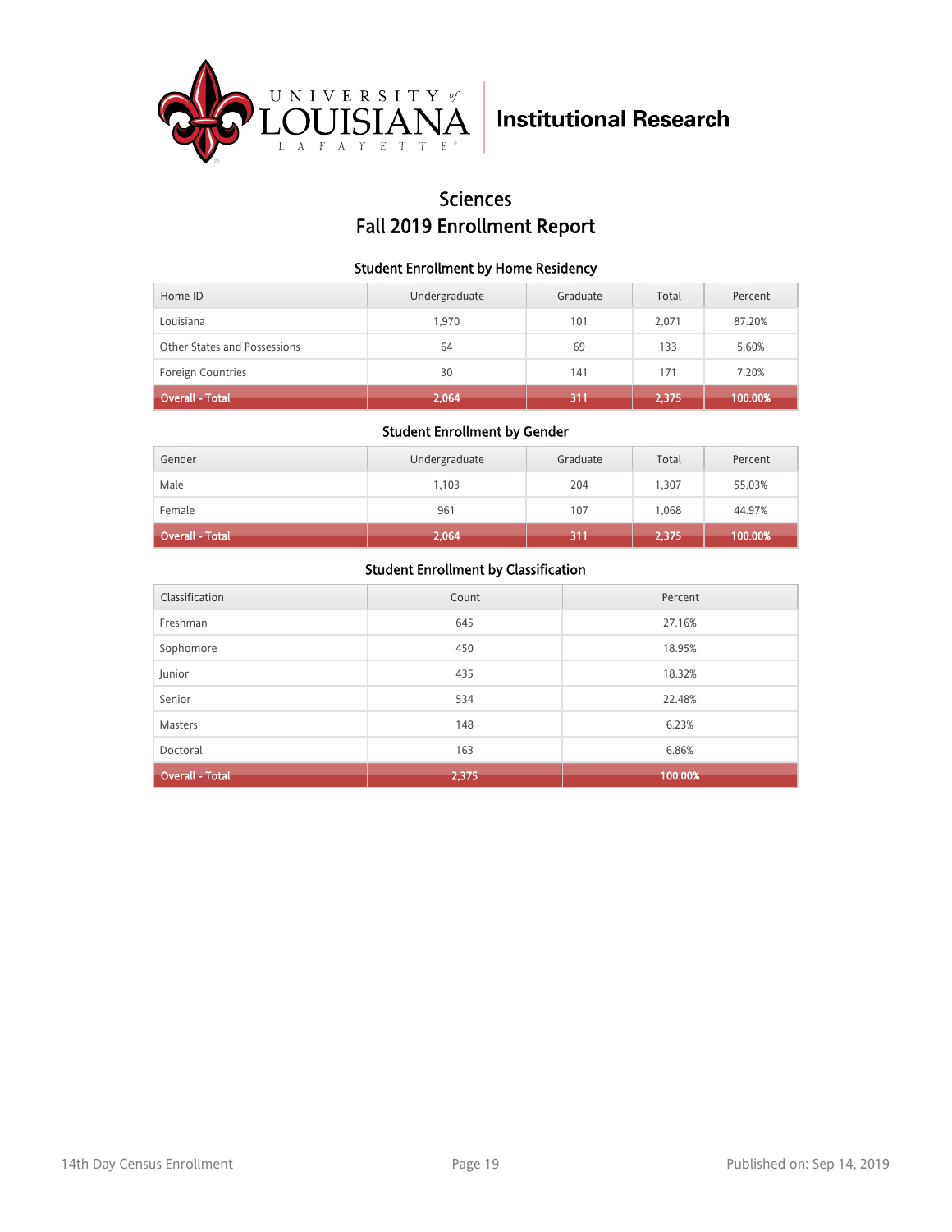University of Louisiana Lafayette — Institutional Research

# Sciences
# Fall 2019 Enrollment Report

### Student Enrollment by Home Residency

| Home ID | Undergraduate | Graduate | Total | Percent |
|---|---|---|---|---|
| Louisiana | 1,970 | 101 | 2,071 | 87.20% |
| Other States and Possessions | 64 | 69 | 133 | 5.60% |
| Foreign Countries | 30 | 141 | 171 | 7.20% |
| **Overall - Total** | **2,064** | **311** | **2,375** | **100.00%** |

### Student Enrollment by Gender

| Gender | Undergraduate | Graduate | Total | Percent |
|---|---|---|---|---|
| Male | 1,103 | 204 | 1,307 | 55.03% |
| Female | 961 | 107 | 1,068 | 44.97% |
| **Overall - Total** | **2,064** | **311** | **2,375** | **100.00%** |

### Student Enrollment by Classification

| Classification | Count | Percent |
|---|---|---|
| Freshman | 645 | 27.16% |
| Sophomore | 450 | 18.95% |
| Junior | 435 | 18.32% |
| Senior | 534 | 22.48% |
| Masters | 148 | 6.23% |
| Doctoral | 163 | 6.86% |
| **Overall - Total** | **2,375** | **100.00%** |

14th Day Census Enrollment — Published on: Sep 14, 2019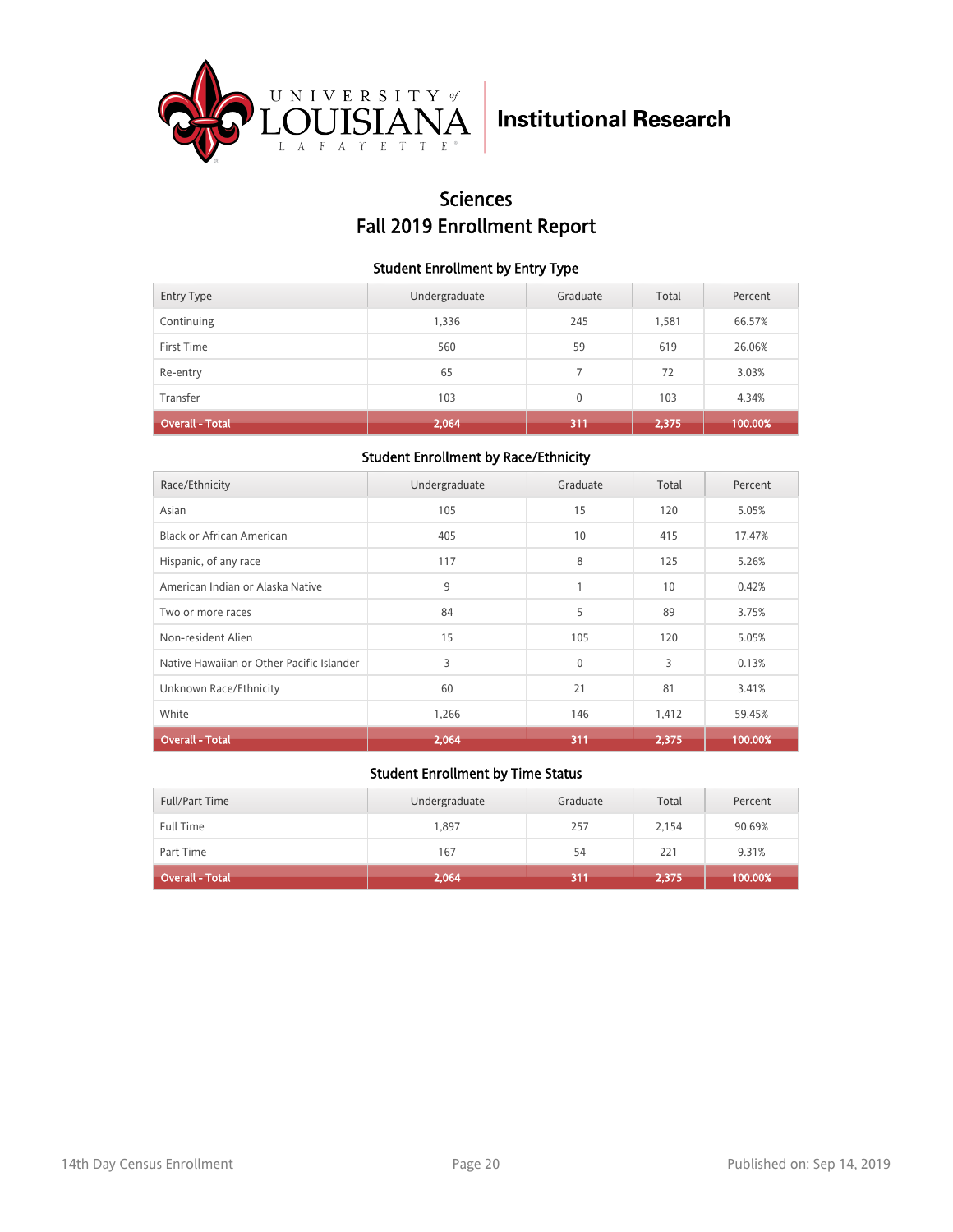University of Louisiana Lafayette | Institutional Research

# Sciences
# Fall 2019 Enrollment Report

### Student Enrollment by Entry Type

| Entry Type | Undergraduate | Graduate | Total | Percent |
|---|---|---|---|---|
| Continuing | 1,336 | 245 | 1,581 | 66.57% |
| First Time | 560 | 59 | 619 | 26.06% |
| Re-entry | 65 | 7 | 72 | 3.03% |
| Transfer | 103 | 0 | 103 | 4.34% |
| **Overall - Total** | **2,064** | **311** | **2,375** | **100.00%** |

### Student Enrollment by Race/Ethnicity

| Race/Ethnicity | Undergraduate | Graduate | Total | Percent |
|---|---|---|---|---|
| Asian | 105 | 15 | 120 | 5.05% |
| Black or African American | 405 | 10 | 415 | 17.47% |
| Hispanic, of any race | 117 | 8 | 125 | 5.26% |
| American Indian or Alaska Native | 9 | 1 | 10 | 0.42% |
| Two or more races | 84 | 5 | 89 | 3.75% |
| Non-resident Alien | 15 | 105 | 120 | 5.05% |
| Native Hawaiian or Other Pacific Islander | 3 | 0 | 3 | 0.13% |
| Unknown Race/Ethnicity | 60 | 21 | 81 | 3.41% |
| White | 1,266 | 146 | 1,412 | 59.45% |
| **Overall - Total** | **2,064** | **311** | **2,375** | **100.00%** |

### Student Enrollment by Time Status

| Full/Part Time | Undergraduate | Graduate | Total | Percent |
|---|---|---|---|---|
| Full Time | 1,897 | 257 | 2,154 | 90.69% |
| Part Time | 167 | 54 | 221 | 9.31% |
| **Overall - Total** | **2,064** | **311** | **2,375** | **100.00%** |

14th Day Census Enrollment | Published on: Sep 14, 2019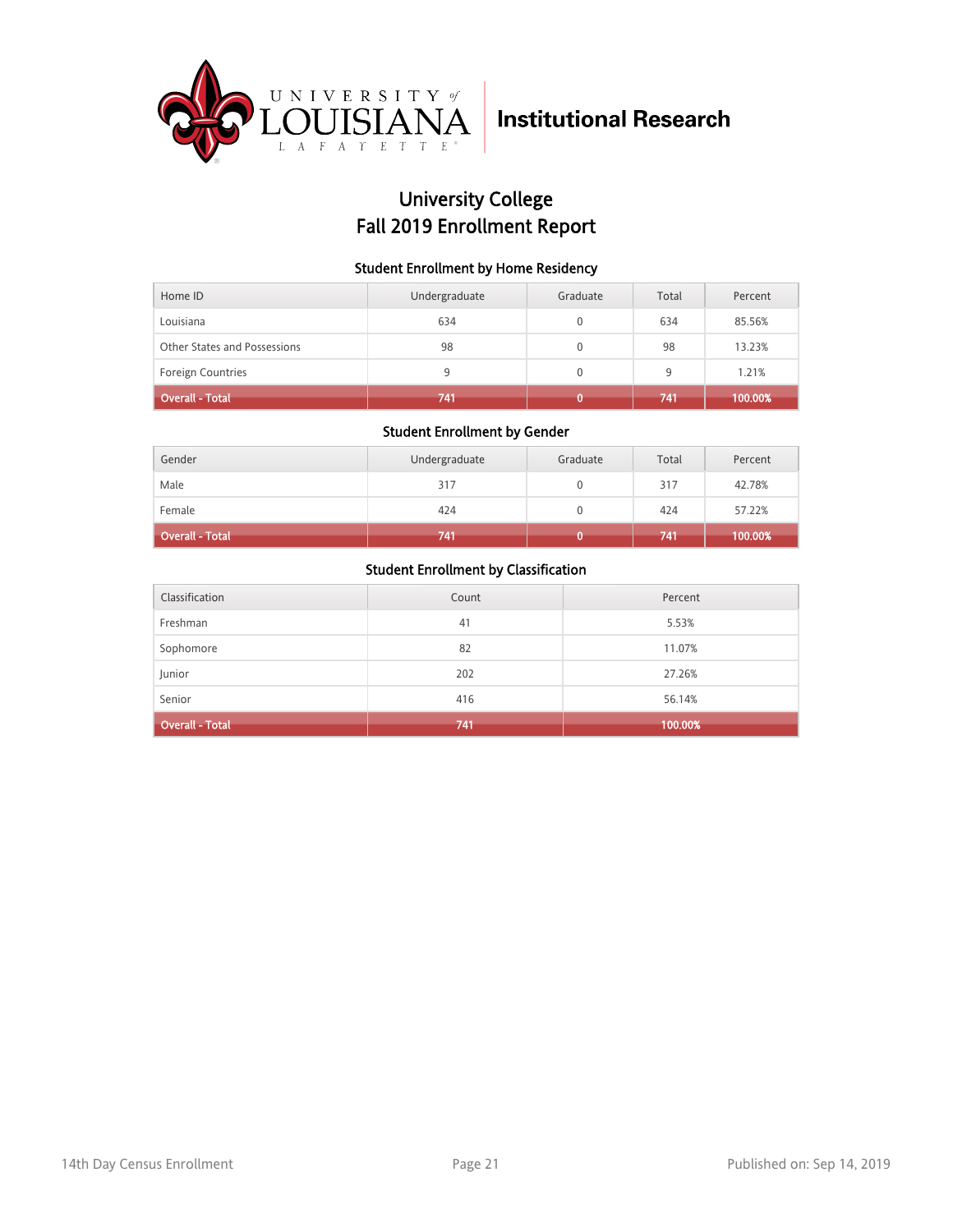University of Louisiana Lafayette | Institutional Research

# University College
# Fall 2019 Enrollment Report

### Student Enrollment by Home Residency

| Home ID | Undergraduate | Graduate | Total | Percent |
|---|---|---|---|---|
| Louisiana | 634 | 0 | 634 | 85.56% |
| Other States and Possessions | 98 | 0 | 98 | 13.23% |
| Foreign Countries | 9 | 0 | 9 | 1.21% |
| **Overall - Total** | **741** | **0** | **741** | **100.00%** |

### Student Enrollment by Gender

| Gender | Undergraduate | Graduate | Total | Percent |
|---|---|---|---|---|
| Male | 317 | 0 | 317 | 42.78% |
| Female | 424 | 0 | 424 | 57.22% |
| **Overall - Total** | **741** | **0** | **741** | **100.00%** |

### Student Enrollment by Classification

| Classification | Count | Percent |
|---|---|---|
| Freshman | 41 | 5.53% |
| Sophomore | 82 | 11.07% |
| Junior | 202 | 27.26% |
| Senior | 416 | 56.14% |
| **Overall - Total** | **741** | **100.00%** |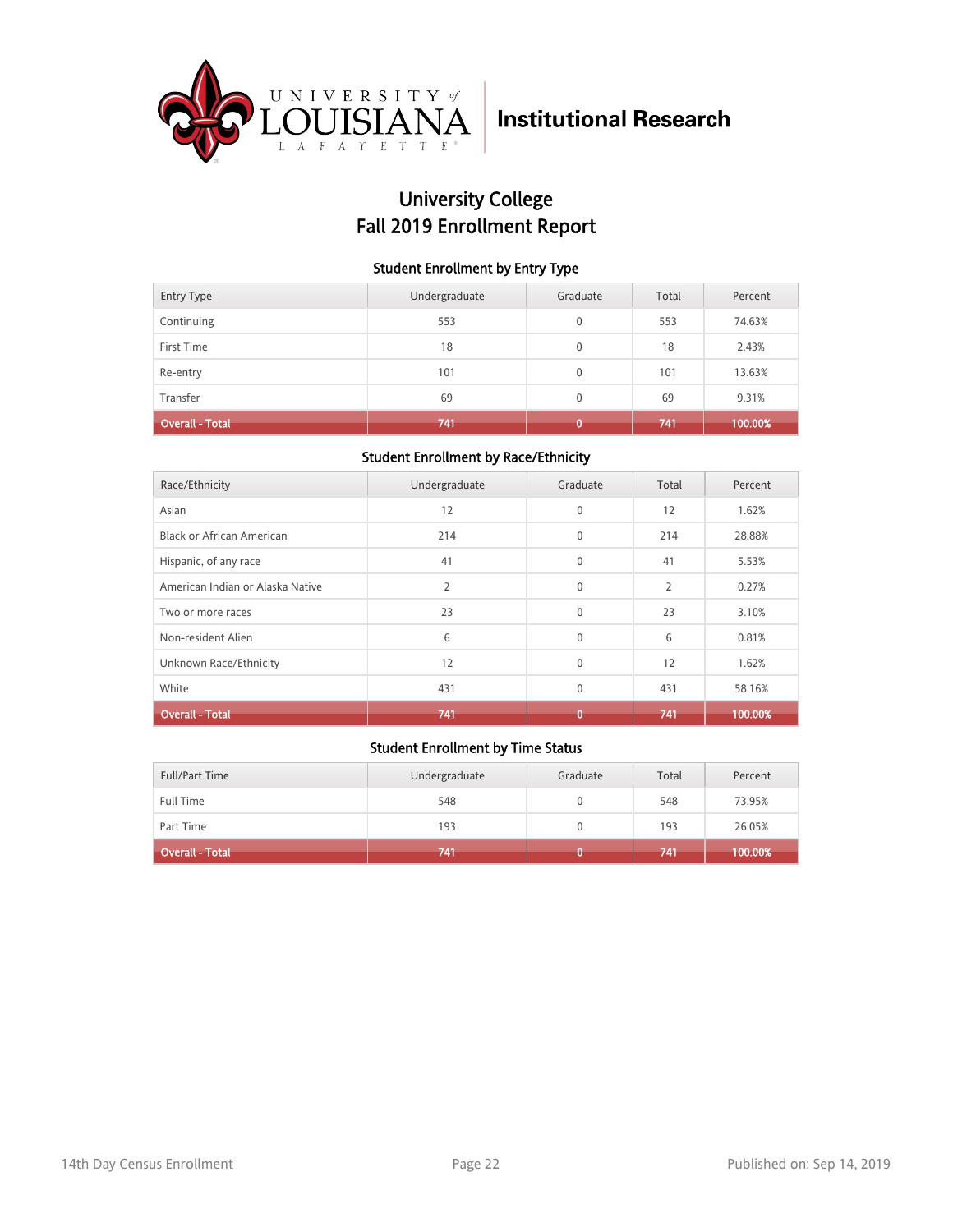University of Louisiana Lafayette | Institutional Research

# University College
# Fall 2019 Enrollment Report

### Student Enrollment by Entry Type

| Entry Type | Undergraduate | Graduate | Total | Percent |
|---|---|---|---|---|
| Continuing | 553 | 0 | 553 | 74.63% |
| First Time | 18 | 0 | 18 | 2.43% |
| Re-entry | 101 | 0 | 101 | 13.63% |
| Transfer | 69 | 0 | 69 | 9.31% |
| **Overall - Total** | **741** | **0** | **741** | **100.00%** |

### Student Enrollment by Race/Ethnicity

| Race/Ethnicity | Undergraduate | Graduate | Total | Percent |
|---|---|---|---|---|
| Asian | 12 | 0 | 12 | 1.62% |
| Black or African American | 214 | 0 | 214 | 28.88% |
| Hispanic, of any race | 41 | 0 | 41 | 5.53% |
| American Indian or Alaska Native | 2 | 0 | 2 | 0.27% |
| Two or more races | 23 | 0 | 23 | 3.10% |
| Non-resident Alien | 6 | 0 | 6 | 0.81% |
| Unknown Race/Ethnicity | 12 | 0 | 12 | 1.62% |
| White | 431 | 0 | 431 | 58.16% |
| **Overall - Total** | **741** | **0** | **741** | **100.00%** |

### Student Enrollment by Time Status

| Full/Part Time | Undergraduate | Graduate | Total | Percent |
|---|---|---|---|---|
| Full Time | 548 | 0 | 548 | 73.95% |
| Part Time | 193 | 0 | 193 | 26.05% |
| **Overall - Total** | **741** | **0** | **741** | **100.00%** |

14th Day Census Enrollment

Published on: Sep 14, 2019